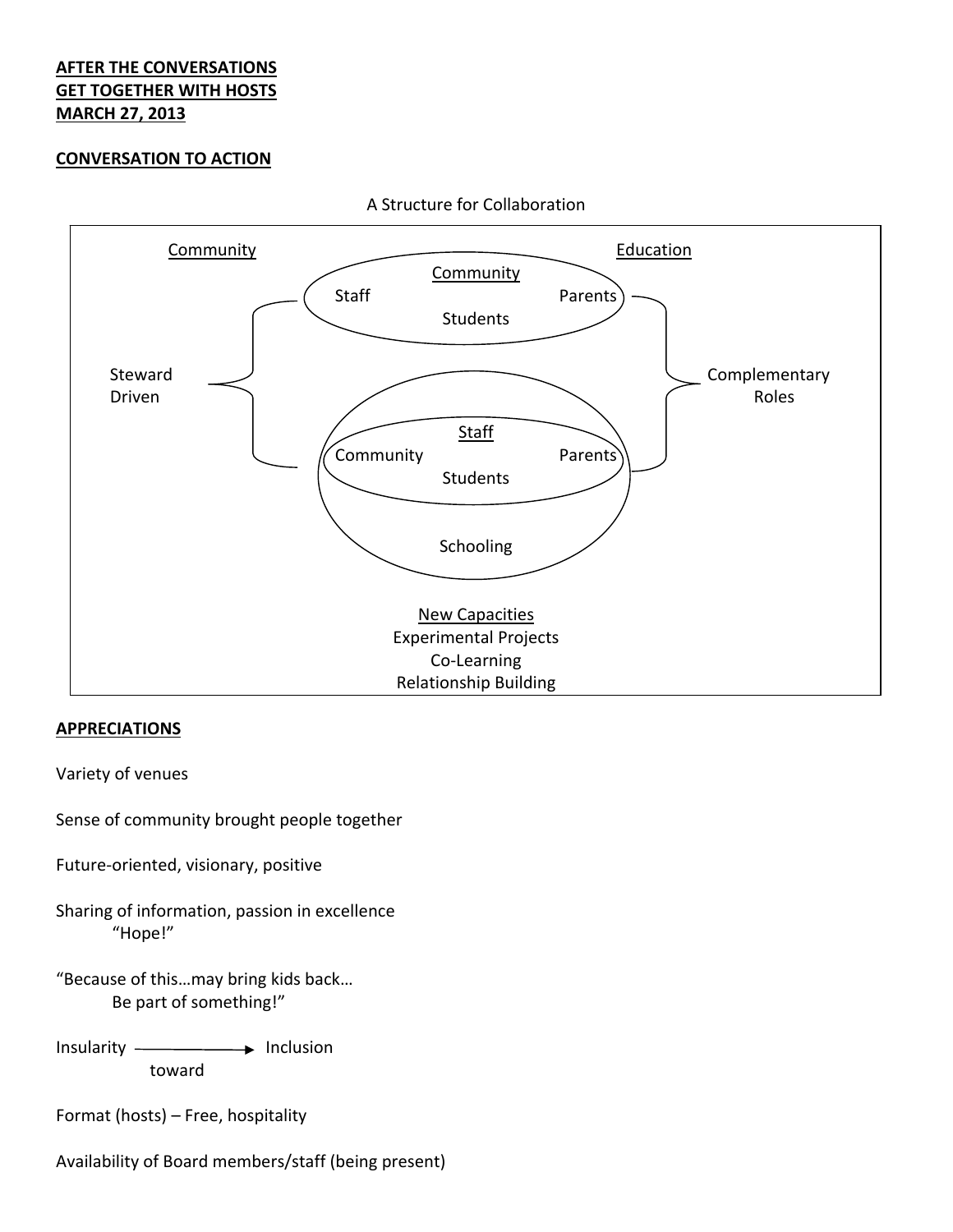**AFTER THE CONVERSATIONS**
**GET TOGETHER WITH HOSTS**
**MARCH 27, 2013**

**CONVERSATION TO ACTION**

A Structure for Collaboration

Community

Education

Community
Staff
Parents
Students

Steward Driven

Complementary Roles

Staff
Community
Parents
Students

Schooling

New Capacities
Experimental Projects
Co-Learning
Relationship Building

**APPRECIATIONS**

Variety of venues

Sense of community brought people together

Future-oriented, visionary, positive

Sharing of information, passion in excellence
"Hope!"

"Because of this…may bring kids back…
Be part of something!"

Insularity ⟶ Inclusion
toward

Format (hosts) – Free, hospitality

Availability of Board members/staff (being present)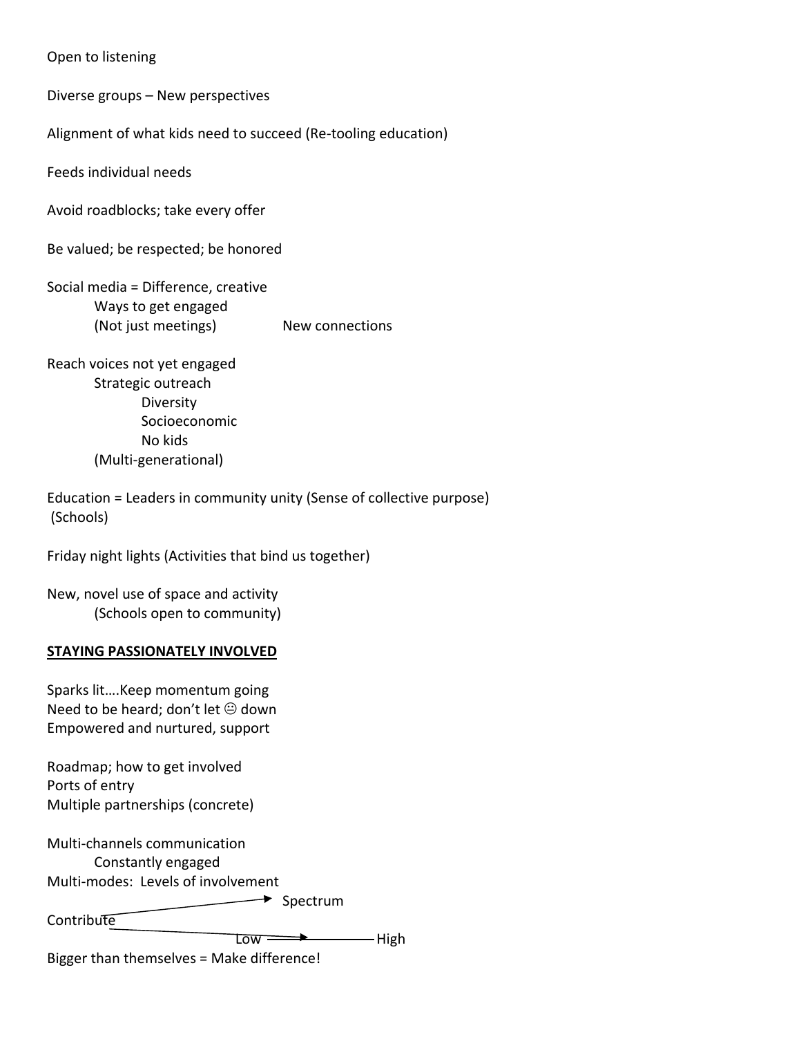Open to listening

Diverse groups – New perspectives

Alignment of what kids need to succeed (Re-tooling education)

Feeds individual needs

Avoid roadblocks; take every offer

Be valued; be respected; be honored

Social media = Difference, creative
- Ways to get engaged
- (Not just meetings) New connections

Reach voices not yet engaged
- Strategic outreach
  - Diversity
  - Socioeconomic
  - No kids
- (Multi-generational)

Education = Leaders in community unity (Sense of collective purpose)
(Schools)

Friday night lights (Activities that bind us together)

New, novel use of space and activity
- (Schools open to community)

**STAYING PASSIONATELY INVOLVED**

Sparks lit….Keep momentum going
Need to be heard; don't let 😐 down
Empowered and nurtured, support

Roadmap; how to get involved
Ports of entry
Multiple partnerships (concrete)

Multi-channels communication
- Constantly engaged

Multi-modes: Levels of involvement

Spectrum

Contribute

Low → High

Bigger than themselves = Make difference!